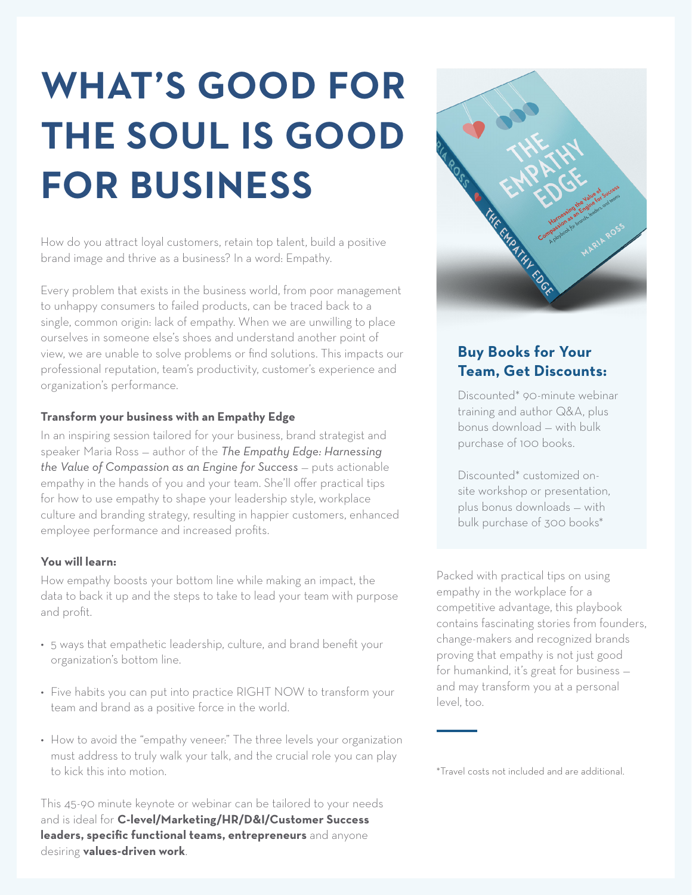# WHAT'S GOOD FOR THE SOUL IS GOOD FOR BUSINESS

How do you attract loyal customers, retain top talent, build a positive brand image and thrive as a business? In a word: Empathy.

Every problem that exists in the business world, from poor management to unhappy consumers to failed products, can be traced back to a single, common origin: lack of empathy. When we are unwilling to place ourselves in someone else's shoes and understand another point of view, we are unable to solve problems or find solutions. This impacts our professional reputation, team's productivity, customer's experience and organization's performance.

**Transform your business with an Empathy Edge**

In an inspiring session tailored for your business, brand strategist and speaker Maria Ross — author of the *The Empathy Edge: Harnessing the Value of Compassion as an Engine for Success* — puts actionable empathy in the hands of you and your team. She'll offer practical tips for how to use empathy to shape your leadership style, workplace culture and branding strategy, resulting in happier customers, enhanced employee performance and increased profits.

**You will learn:**

How empathy boosts your bottom line while making an impact, the data to back it up and the steps to take to lead your team with purpose and profit.

- 5 ways that empathetic leadership, culture, and brand benefit your organization's bottom line.
- Five habits you can put into practice RIGHT NOW to transform your team and brand as a positive force in the world.
- How to avoid the "empathy veneer." The three levels your organization must address to truly walk your talk, and the crucial role you can play to kick this into motion.

This 45-90 minute keynote or webinar can be tailored to your needs and is ideal for **C-level/Marketing/HR/D&I/Customer Success leaders, specific functional teams, entrepreneurs** and anyone desiring **values-driven work**.

## Buy Books for Your Team, Get Discounts:

Discounted* 90-minute webinar training and author Q&A, plus bonus download — with bulk purchase of 100 books.

Discounted* customized on-site workshop or presentation, plus bonus downloads — with bulk purchase of 300 books*

Packed with practical tips on using empathy in the workplace for a competitive advantage, this playbook contains fascinating stories from founders, change-makers and recognized brands proving that empathy is not just good for humankind, it's great for business — and may transform you at a personal level, too.

*Travel costs not included and are additional.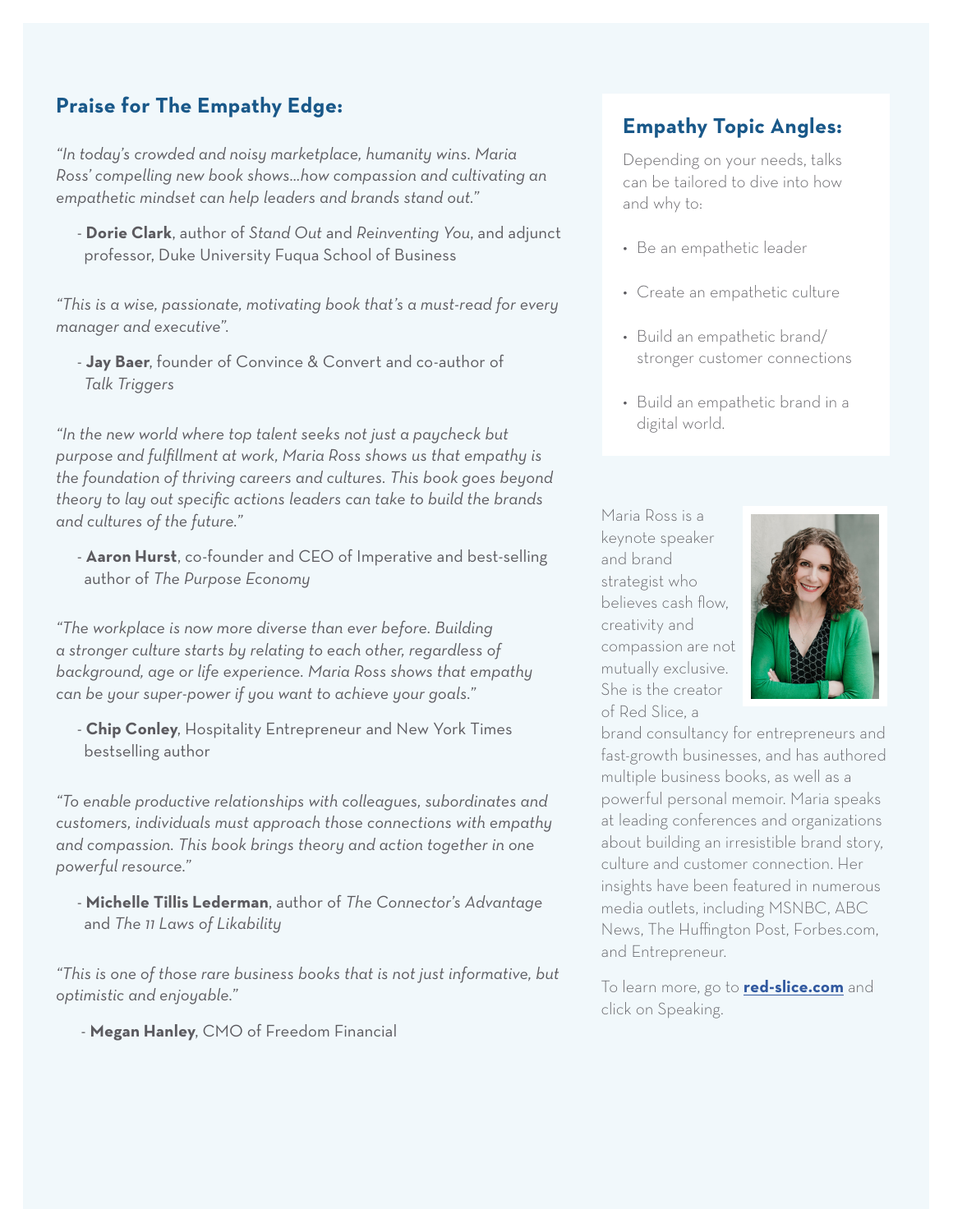## Praise for The Empathy Edge:

*"In today's crowded and noisy marketplace, humanity wins. Maria Ross' compelling new book shows...how compassion and cultivating an empathetic mindset can help leaders and brands stand out."*

- **Dorie Clark**, author of *Stand Out* and *Reinventing You*, and adjunct professor, Duke University Fuqua School of Business

*"This is a wise, passionate, motivating book that's a must-read for every manager and executive".*

- **Jay Baer**, founder of Convince & Convert and co-author of *Talk Triggers*

*"In the new world where top talent seeks not just a paycheck but purpose and fulfillment at work, Maria Ross shows us that empathy is the foundation of thriving careers and cultures. This book goes beyond theory to lay out specific actions leaders can take to build the brands and cultures of the future."*

- **Aaron Hurst**, co-founder and CEO of Imperative and best-selling author of *The Purpose Economy*

*"The workplace is now more diverse than ever before. Building a stronger culture starts by relating to each other, regardless of background, age or life experience. Maria Ross shows that empathy can be your super-power if you want to achieve your goals."*

- **Chip Conley**, Hospitality Entrepreneur and New York Times bestselling author

*"To enable productive relationships with colleagues, subordinates and customers, individuals must approach those connections with empathy and compassion. This book brings theory and action together in one powerful resource."*

- **Michelle Tillis Lederman**, author of *The Connector's Advantage* and *The 11 Laws of Likability*

*"This is one of those rare business books that is not just informative, but optimistic and enjoyable."*

- **Megan Hanley**, CMO of Freedom Financial

## Empathy Topic Angles:

Depending on your needs, talks can be tailored to dive into how and why to:

- Be an empathetic leader
- Create an empathetic culture
- Build an empathetic brand/ stronger customer connections
- Build an empathetic brand in a digital world.

Maria Ross is a keynote speaker and brand strategist who believes cash flow, creativity and compassion are not mutually exclusive. She is the creator of Red Slice, a brand consultancy for entrepreneurs and fast-growth businesses, and has authored multiple business books, as well as a powerful personal memoir. Maria speaks at leading conferences and organizations about building an irresistible brand story, culture and customer connection. Her insights have been featured in numerous media outlets, including MSNBC, ABC News, The Huffington Post, Forbes.com, and Entrepreneur.

To learn more, go to **red-slice.com** and click on Speaking.